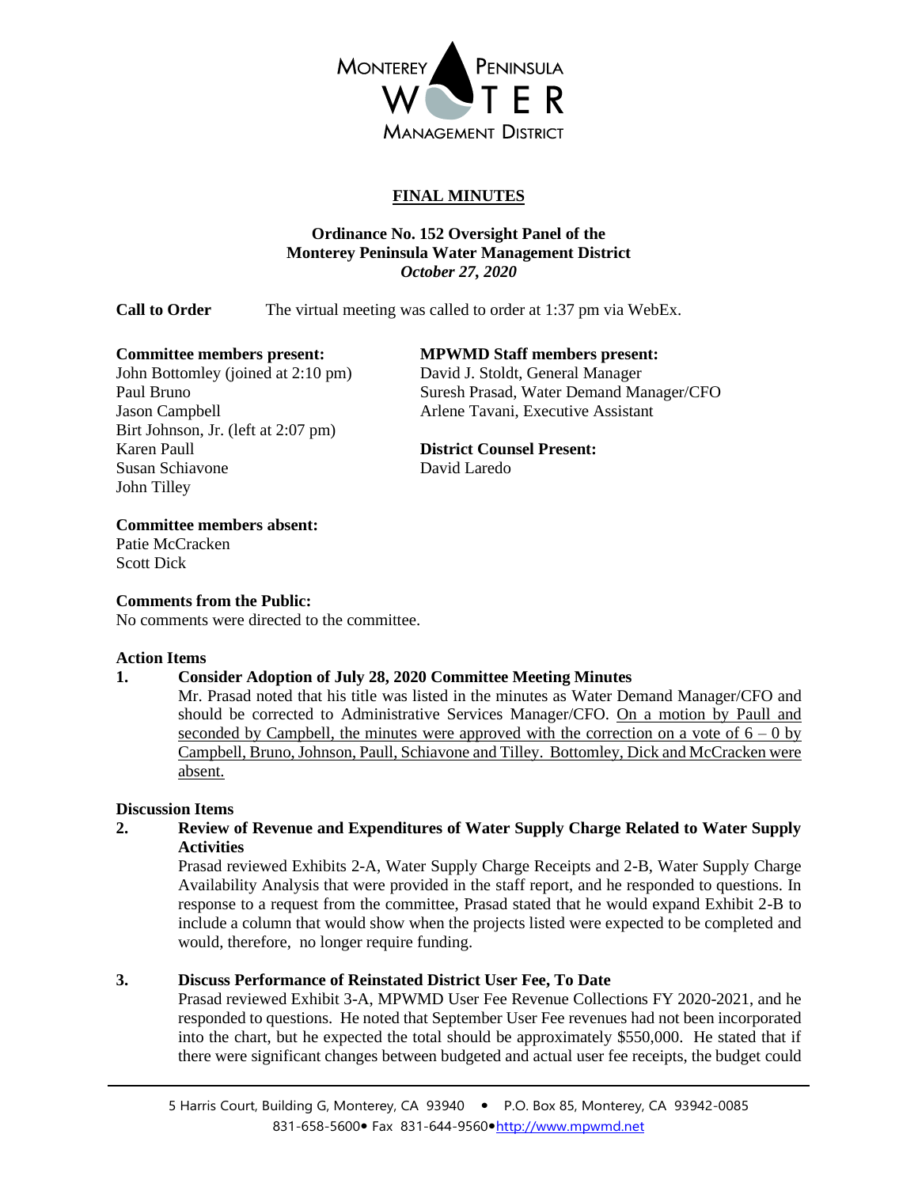MONTEREY PENINSULA WATER MANAGEMENT DISTRICT

# FINAL MINUTES

**Ordinance No. 152 Oversight Panel of the**
**Monterey Peninsula Water Management District**
***October 27, 2020***

**Call to Order** The virtual meeting was called to order at 1:37 pm via WebEx.

**Committee members present:**
John Bottomley (joined at 2:10 pm)
Paul Bruno
Jason Campbell
Birt Johnson, Jr. (left at 2:07 pm)
Karen Paull
Susan Schiavone
John Tilley

**MPWMD Staff members present:**
David J. Stoldt, General Manager
Suresh Prasad, Water Demand Manager/CFO
Arlene Tavani, Executive Assistant

**District Counsel Present:**
David Laredo

**Committee members absent:**
Patie McCracken
Scott Dick

**Comments from the Public:**
No comments were directed to the committee.

**Action Items**

**1. Consider Adoption of July 28, 2020 Committee Meeting Minutes**

Mr. Prasad noted that his title was listed in the minutes as Water Demand Manager/CFO and should be corrected to Administrative Services Manager/CFO. On a motion by Paull and seconded by Campbell, the minutes were approved with the correction on a vote of 6 – 0 by Campbell, Bruno, Johnson, Paull, Schiavone and Tilley. Bottomley, Dick and McCracken were absent.

**Discussion Items**

**2. Review of Revenue and Expenditures of Water Supply Charge Related to Water Supply Activities**

Prasad reviewed Exhibits 2-A, Water Supply Charge Receipts and 2-B, Water Supply Charge Availability Analysis that were provided in the staff report, and he responded to questions. In response to a request from the committee, Prasad stated that he would expand Exhibit 2-B to include a column that would show when the projects listed were expected to be completed and would, therefore, no longer require funding.

**3. Discuss Performance of Reinstated District User Fee, To Date**

Prasad reviewed Exhibit 3-A, MPWMD User Fee Revenue Collections FY 2020-2021, and he responded to questions. He noted that September User Fee revenues had not been incorporated into the chart, but he expected the total should be approximately $550,000. He stated that if there were significant changes between budgeted and actual user fee receipts, the budget could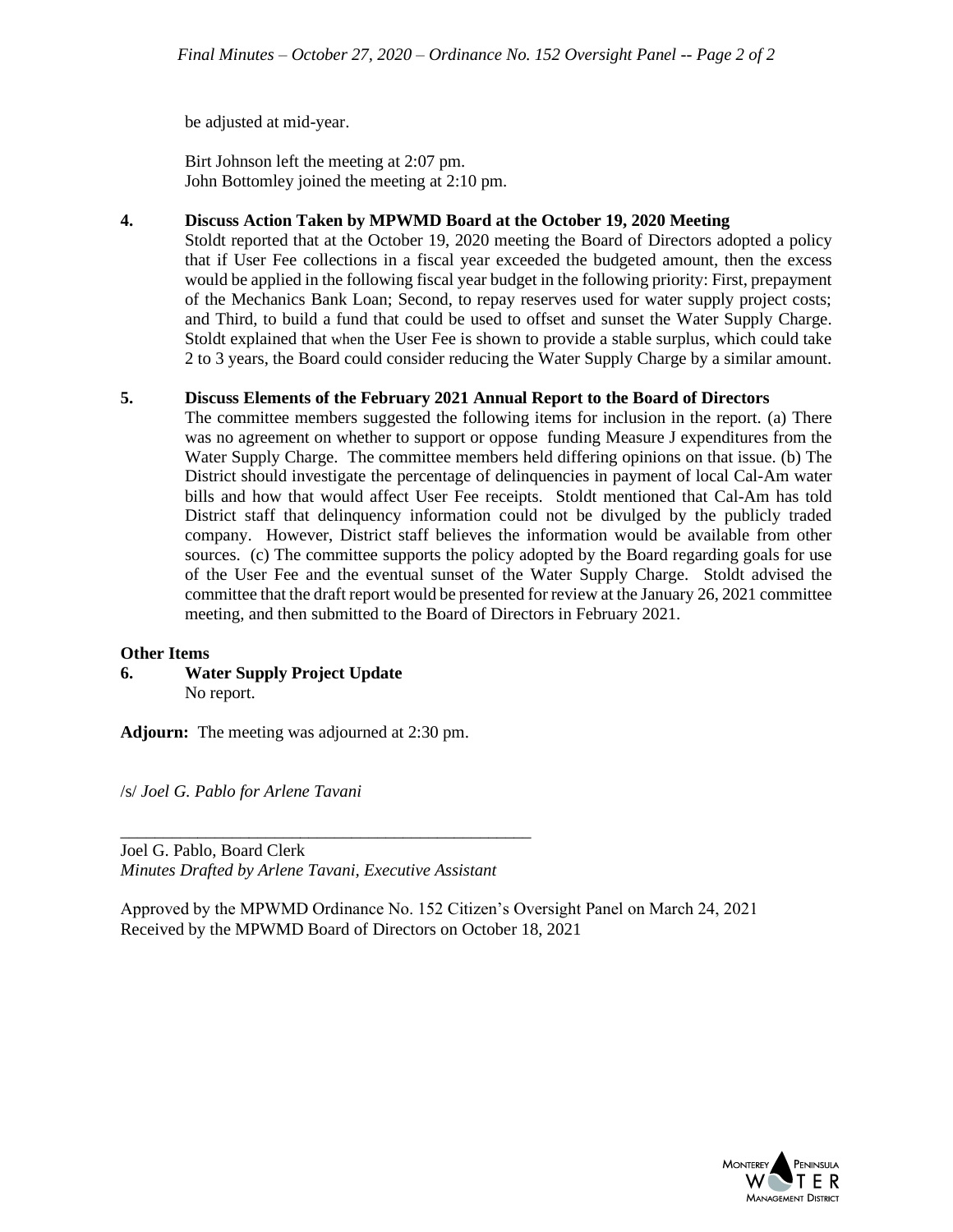be adjusted at mid-year.

Birt Johnson left the meeting at 2:07 pm.
John Bottomley joined the meeting at 2:10 pm.

**4. Discuss Action Taken by MPWMD Board at the October 19, 2020 Meeting**

Stoldt reported that at the October 19, 2020 meeting the Board of Directors adopted a policy that if User Fee collections in a fiscal year exceeded the budgeted amount, then the excess would be applied in the following fiscal year budget in the following priority: First, prepayment of the Mechanics Bank Loan; Second, to repay reserves used for water supply project costs; and Third, to build a fund that could be used to offset and sunset the Water Supply Charge. Stoldt explained that when the User Fee is shown to provide a stable surplus, which could take 2 to 3 years, the Board could consider reducing the Water Supply Charge by a similar amount.

**5. Discuss Elements of the February 2021 Annual Report to the Board of Directors**

The committee members suggested the following items for inclusion in the report. (a) There was no agreement on whether to support or oppose funding Measure J expenditures from the Water Supply Charge. The committee members held differing opinions on that issue. (b) The District should investigate the percentage of delinquencies in payment of local Cal-Am water bills and how that would affect User Fee receipts. Stoldt mentioned that Cal-Am has told District staff that delinquency information could not be divulged by the publicly traded company. However, District staff believes the information would be available from other sources. (c) The committee supports the policy adopted by the Board regarding goals for use of the User Fee and the eventual sunset of the Water Supply Charge. Stoldt advised the committee that the draft report would be presented for review at the January 26, 2021 committee meeting, and then submitted to the Board of Directors in February 2021.

**Other Items**

**6. Water Supply Project Update**

No report.

**Adjourn:** The meeting was adjourned at 2:30 pm.

/s/ *Joel G. Pablo for Arlene Tavani*

\_\_\_\_\_\_\_\_\_\_\_\_\_\_\_\_\_\_\_\_\_\_\_\_\_\_\_\_\_\_\_\_\_\_\_\_\_\_\_\_\_\_\_\_\_\_\_\_

Joel G. Pablo, Board Clerk
*Minutes Drafted by Arlene Tavani, Executive Assistant*

Approved by the MPWMD Ordinance No. 152 Citizen's Oversight Panel on March 24, 2021
Received by the MPWMD Board of Directors on October 18, 2021